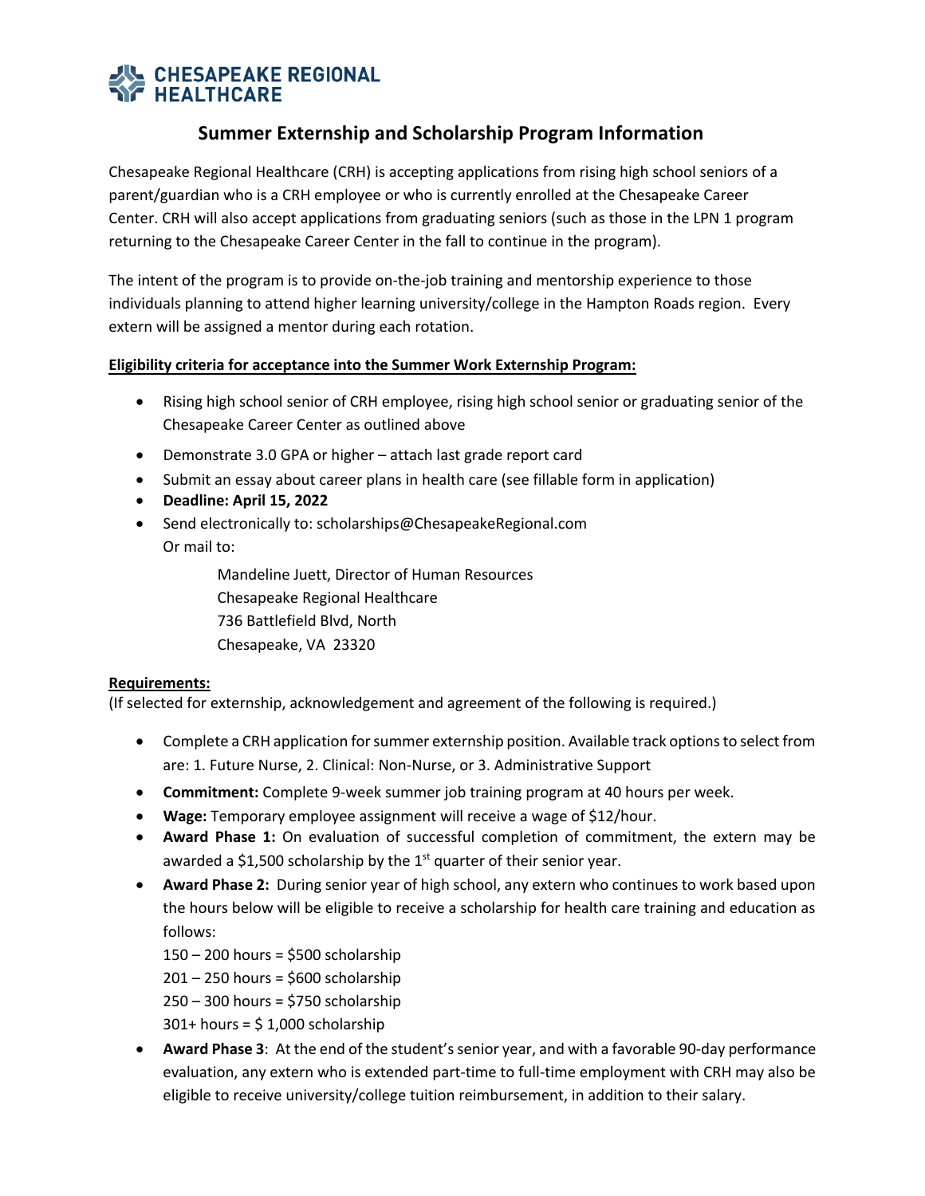**CHESAPEAKE REGIONAL HEALTHCARE**

# Summer Externship and Scholarship Program Information

Chesapeake Regional Healthcare (CRH) is accepting applications from rising high school seniors of a parent/guardian who is a CRH employee or who is currently enrolled at the Chesapeake Career Center. CRH will also accept applications from graduating seniors (such as those in the LPN 1 program returning to the Chesapeake Career Center in the fall to continue in the program).

The intent of the program is to provide on-the-job training and mentorship experience to those individuals planning to attend higher learning university/college in the Hampton Roads region. Every extern will be assigned a mentor during each rotation.

**Eligibility criteria for acceptance into the Summer Work Externship Program:**

- Rising high school senior of CRH employee, rising high school senior or graduating senior of the Chesapeake Career Center as outlined above
- Demonstrate 3.0 GPA or higher – attach last grade report card
- Submit an essay about career plans in health care (see fillable form in application)
- **Deadline: April 15, 2022**
- Send electronically to: scholarships@ChesapeakeRegional.com
  Or mail to:

  Mandeline Juett, Director of Human Resources
  Chesapeake Regional Healthcare
  736 Battlefield Blvd, North
  Chesapeake, VA 23320

**Requirements:**
(If selected for externship, acknowledgement and agreement of the following is required.)

- Complete a CRH application for summer externship position. Available track options to select from are: 1. Future Nurse, 2. Clinical: Non-Nurse, or 3. Administrative Support
- **Commitment:** Complete 9-week summer job training program at 40 hours per week.
- **Wage:** Temporary employee assignment will receive a wage of $12/hour.
- **Award Phase 1:** On evaluation of successful completion of commitment, the extern may be awarded a $1,500 scholarship by the 1st quarter of their senior year.
- **Award Phase 2:** During senior year of high school, any extern who continues to work based upon the hours below will be eligible to receive a scholarship for health care training and education as follows:
  150 – 200 hours = $500 scholarship
  201 – 250 hours = $600 scholarship
  250 – 300 hours = $750 scholarship
  301+ hours = $ 1,000 scholarship
- **Award Phase 3**: At the end of the student's senior year, and with a favorable 90-day performance evaluation, any extern who is extended part-time to full-time employment with CRH may also be eligible to receive university/college tuition reimbursement, in addition to their salary.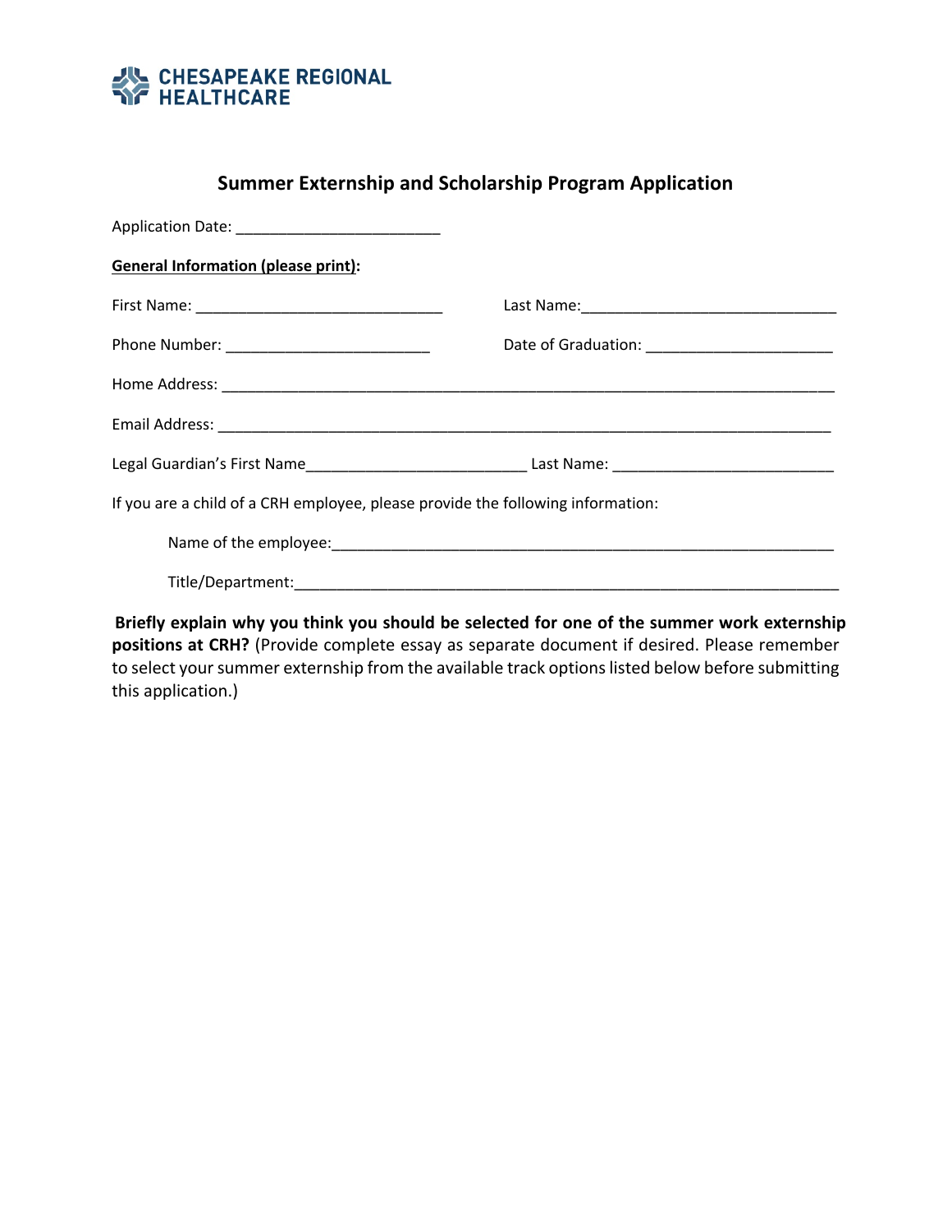CHESAPEAKE REGIONAL HEALTHCARE

## Summer Externship and Scholarship Program Application

Application Date: ________________________

**General Information (please print):**

First Name: ______________________________ Last Name: ______________________________

Phone Number: ________________________ Date of Graduation: ______________________

Home Address: ____________________________________________________________________________

Email Address: ____________________________________________________________________________

Legal Guardian's First Name__________________________ Last Name: __________________________

If you are a child of a CRH employee, please provide the following information:

Name of the employee:______________________________________________________________

Title/Department:__________________________________________________________________

**Briefly explain why you think you should be selected for one of the summer work externship positions at CRH?** (Provide complete essay as separate document if desired. Please remember to select your summer externship from the available track options listed below before submitting this application.)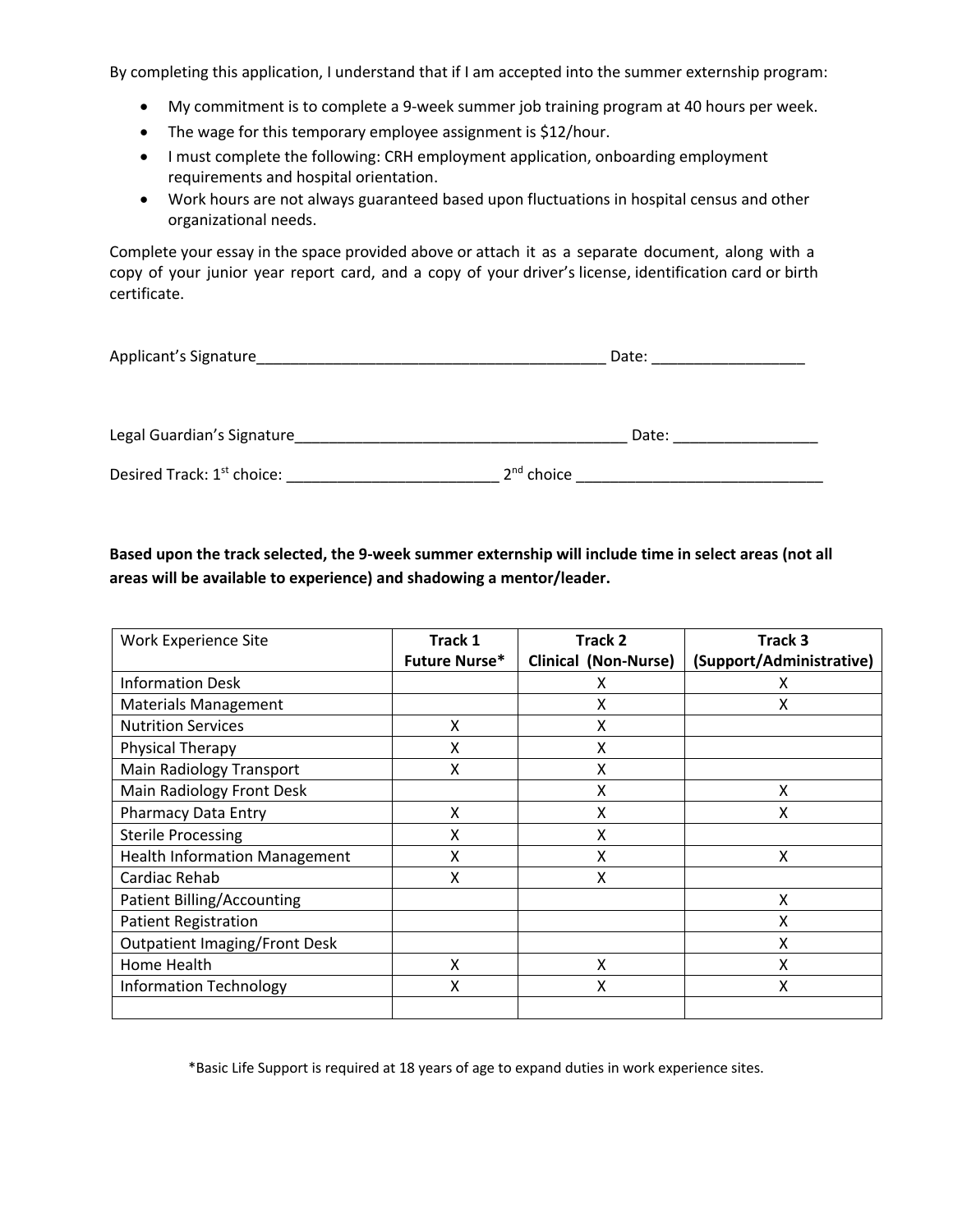By completing this application, I understand that if I am accepted into the summer externship program:

- My commitment is to complete a 9-week summer job training program at 40 hours per week.
- The wage for this temporary employee assignment is $12/hour.
- I must complete the following: CRH employment application, onboarding employment requirements and hospital orientation.
- Work hours are not always guaranteed based upon fluctuations in hospital census and other organizational needs.

Complete your essay in the space provided above or attach it as a separate document, along with a copy of your junior year report card, and a copy of your driver's license, identification card or birth certificate.

Applicant's Signature__________________________________________ Date: __________________

Legal Guardian's Signature_______________________________________ Date: _________________

Desired Track: 1st choice: _________________________ 2nd choice ______________________________

**Based upon the track selected, the 9-week summer externship will include time in select areas (not all areas will be available to experience) and shadowing a mentor/leader.**

| Work Experience Site | Track 1 Future Nurse* | Track 2 Clinical (Non-Nurse) | Track 3 (Support/Administrative) |
|---|---|---|---|
| Information Desk | | X | X |
| Materials Management | | X | X |
| Nutrition Services | X | X | |
| Physical Therapy | X | X | |
| Main Radiology Transport | X | X | |
| Main Radiology Front Desk | | X | X |
| Pharmacy Data Entry | X | X | X |
| Sterile Processing | X | X | |
| Health Information Management | X | X | X |
| Cardiac Rehab | X | X | |
| Patient Billing/Accounting | | | X |
| Patient Registration | | | X |
| Outpatient Imaging/Front Desk | | | X |
| Home Health | X | X | X |
| Information Technology | X | X | X |
| | | | |

*Basic Life Support is required at 18 years of age to expand duties in work experience sites.